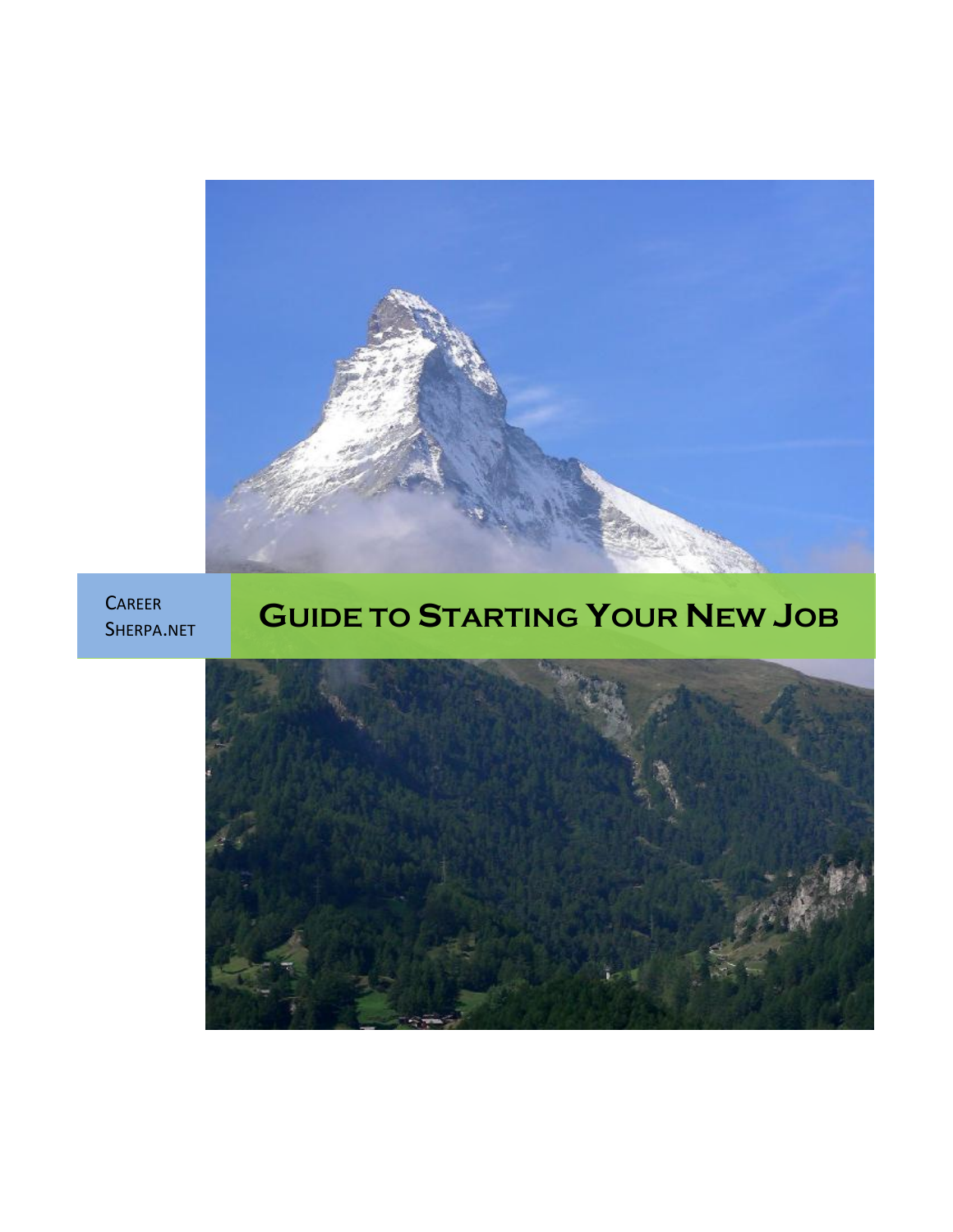CAREER SHERPA.NET

# GUIDE TO STARTING YOUR NEW JOB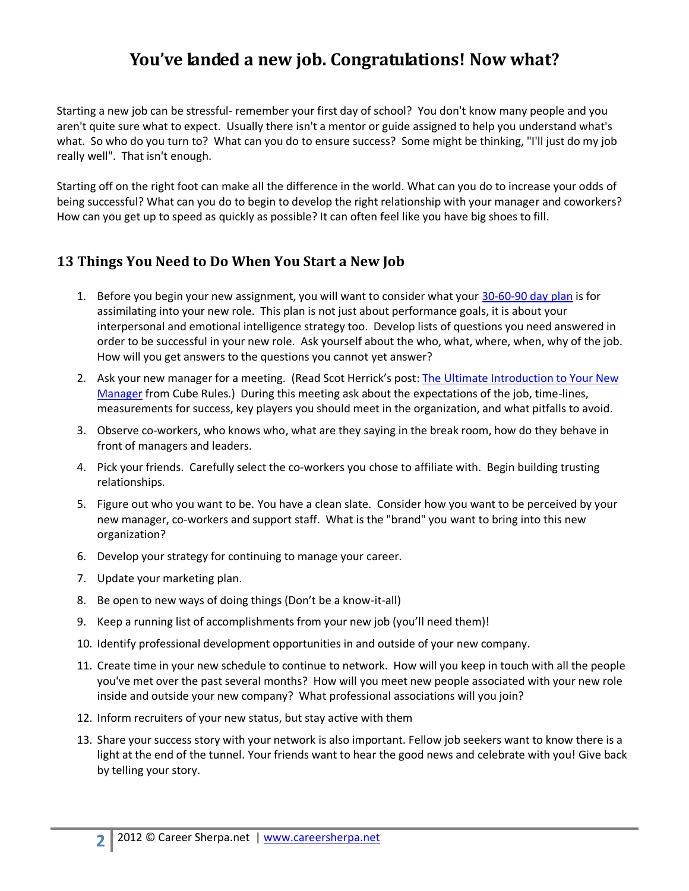# You've landed a new job. Congratulations! Now what?

Starting a new job can be stressful- remember your first day of school? You don't know many people and you aren't quite sure what to expect. Usually there isn't a mentor or guide assigned to help you understand what's what. So who do you turn to? What can you do to ensure success? Some might be thinking, "I'll just do my job really well". That isn't enough.

Starting off on the right foot can make all the difference in the world. What can you do to increase your odds of being successful? What can you do to begin to develop the right relationship with your manager and coworkers? How can you get up to speed as quickly as possible? It can often feel like you have big shoes to fill.

## 13 Things You Need to Do When You Start a New Job

1. Before you begin your new assignment, you will want to consider what your 30-60-90 day plan is for assimilating into your new role. This plan is not just about performance goals, it is about your interpersonal and emotional intelligence strategy too. Develop lists of questions you need answered in order to be successful in your new role. Ask yourself about the who, what, where, when, why of the job. How will you get answers to the questions you cannot yet answer?
2. Ask your new manager for a meeting. (Read Scot Herrick's post: The Ultimate Introduction to Your New Manager from Cube Rules.) During this meeting ask about the expectations of the job, time-lines, measurements for success, key players you should meet in the organization, and what pitfalls to avoid.
3. Observe co-workers, who knows who, what are they saying in the break room, how do they behave in front of managers and leaders.
4. Pick your friends. Carefully select the co-workers you chose to affiliate with. Begin building trusting relationships.
5. Figure out who you want to be. You have a clean slate. Consider how you want to be perceived by your new manager, co-workers and support staff. What is the "brand" you want to bring into this new organization?
6. Develop your strategy for continuing to manage your career.
7. Update your marketing plan.
8. Be open to new ways of doing things (Don't be a know-it-all)
9. Keep a running list of accomplishments from your new job (you'll need them)!
10. Identify professional development opportunities in and outside of your new company.
11. Create time in your new schedule to continue to network. How will you keep in touch with all the people you've met over the past several months? How will you meet new people associated with your new role inside and outside your new company? What professional associations will you join?
12. Inform recruiters of your new status, but stay active with them
13. Share your success story with your network is also important. Fellow job seekers want to know there is a light at the end of the tunnel. Your friends want to hear the good news and celebrate with you! Give back by telling your story.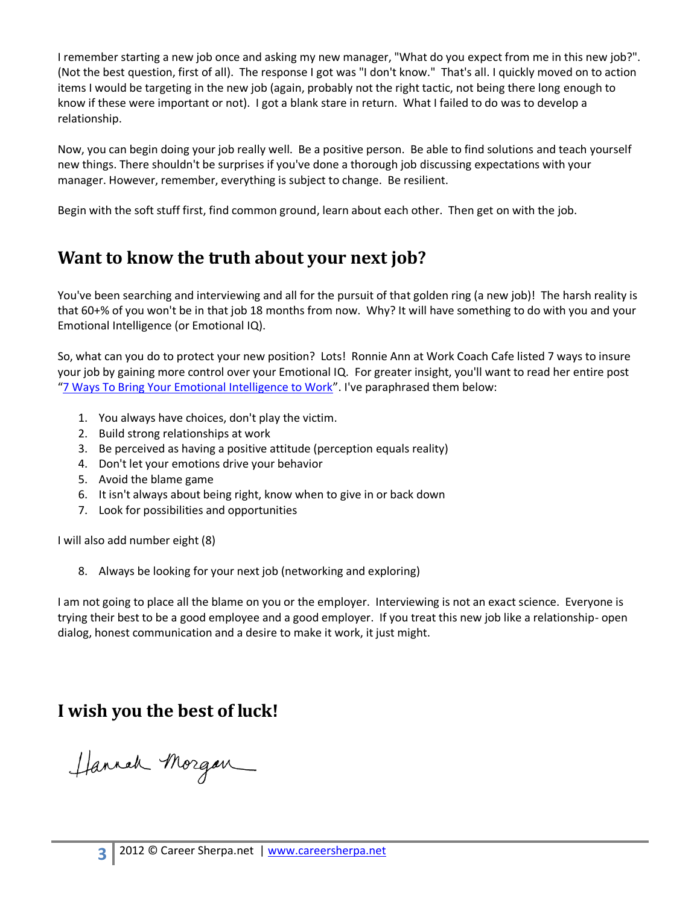I remember starting a new job once and asking my new manager, "What do you expect from me in this new job?". (Not the best question, first of all). The response I got was "I don't know." That's all. I quickly moved on to action items I would be targeting in the new job (again, probably not the right tactic, not being there long enough to know if these were important or not). I got a blank stare in return. What I failed to do was to develop a relationship.

Now, you can begin doing your job really well. Be a positive person. Be able to find solutions and teach yourself new things. There shouldn't be surprises if you've done a thorough job discussing expectations with your manager. However, remember, everything is subject to change. Be resilient.

Begin with the soft stuff first, find common ground, learn about each other. Then get on with the job.

## Want to know the truth about your next job?

You've been searching and interviewing and all for the pursuit of that golden ring (a new job)! The harsh reality is that 60+% of you won't be in that job 18 months from now. Why? It will have something to do with you and your Emotional Intelligence (or Emotional IQ).

So, what can you do to protect your new position? Lots! Ronnie Ann at Work Coach Cafe listed 7 ways to insure your job by gaining more control over your Emotional IQ. For greater insight, you'll want to read her entire post "7 Ways To Bring Your Emotional Intelligence to Work". I've paraphrased them below:

1. You always have choices, don't play the victim.
2. Build strong relationships at work
3. Be perceived as having a positive attitude (perception equals reality)
4. Don't let your emotions drive your behavior
5. Avoid the blame game
6. It isn't always about being right, know when to give in or back down
7. Look for possibilities and opportunities

I will also add number eight (8)

8. Always be looking for your next job (networking and exploring)

I am not going to place all the blame on you or the employer. Interviewing is not an exact science. Everyone is trying their best to be a good employee and a good employer. If you treat this new job like a relationship- open dialog, honest communication and a desire to make it work, it just might.

## I wish you the best of luck!

Hannah Morgan